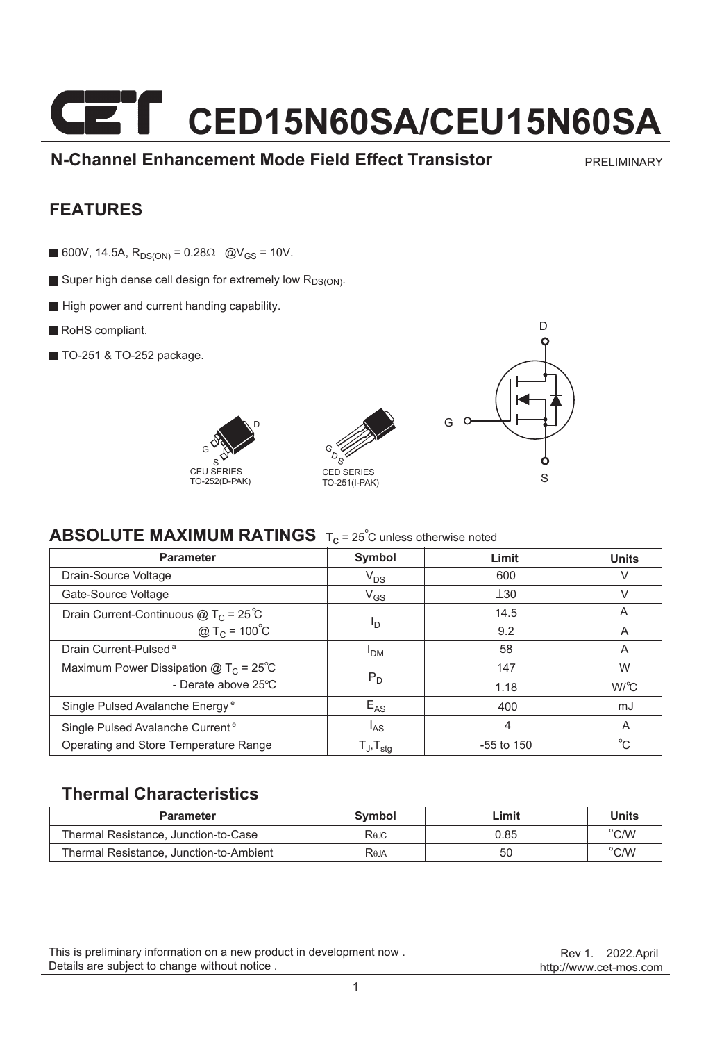# CED15N60SA/CEU15N60SA

**N-Channel Enhancement Mode Field Effect Transistor** PRELIMINARY

## FEATURES

- 600V, 14.5A, $R_{DS(ON)}$ = 0.28Ω @$V_{GS}$ = 10V.
- Super high dense cell design for extremely low $R_{DS(ON)}$.
- High power and current handing capability.
- RoHS compliant.
- TO-251 & TO-252 package.

CEU SERIES TO-252(D-PAK)

CED SERIES TO-251(I-PAK)

## ABSOLUTE MAXIMUM RATINGS $T_C$ = 25°C unless otherwise noted

| Parameter | Symbol | Limit | Units |
|---|---|---|---|
| Drain-Source Voltage | $V_{DS}$ | 600 | V |
| Gate-Source Voltage | $V_{GS}$ | ±30 | V |
| Drain Current-Continuous @ $T_C$ = 25°C | $I_D$ | 14.5 | A |
| @ $T_C$ = 100°C | | 9.2 | A |
| Drain Current-Pulsed [a] | $I_{DM}$ | 58 | A |
| Maximum Power Dissipation @ $T_C$ = 25°C | $P_D$ | 147 | W |
| - Derate above 25°C | | 1.18 | W/°C |
| Single Pulsed Avalanche Energy [e] | $E_{AS}$ | 400 | mJ |
| Single Pulsed Avalanche Current [e] | $I_{AS}$ | 4 | A |
| Operating and Store Temperature Range | $T_J$,$T_{stg}$ | -55 to 150 | °C |

### Thermal Characteristics

| Parameter | Symbol | Limit | Units |
|---|---|---|---|
| Thermal Resistance, Junction-to-Case | $R_{\theta JC}$ | 0.85 | °C/W |
| Thermal Resistance, Junction-to-Ambient | $R_{\theta JA}$ | 50 | °C/W |

This is preliminary information on a new product in development now .
Details are subject to change without notice .

Rev 1. 2022.April
http://www.cet-mos.com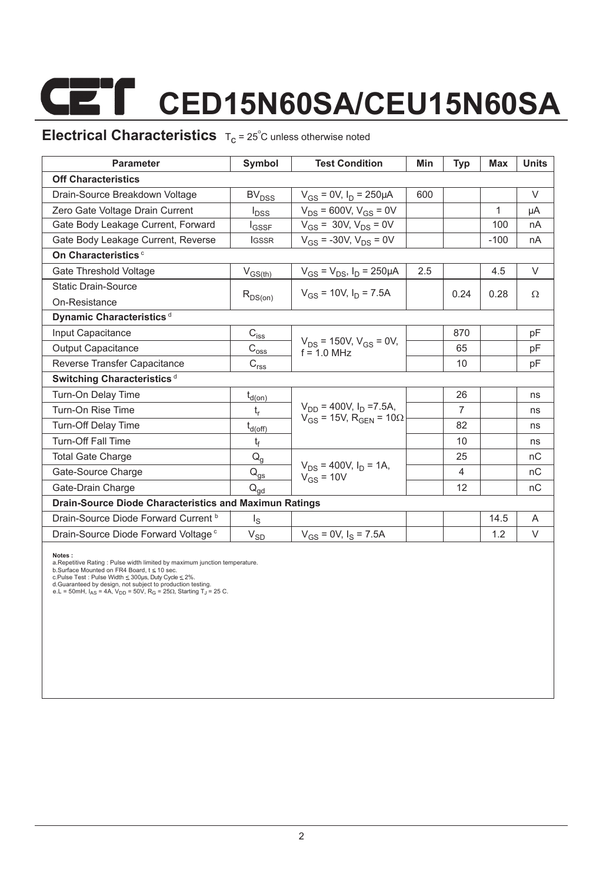# CED15N60SA/CEU15N60SA

## Electrical Characteristics $T_C = 25^{\circ}C$ unless otherwise noted

| Parameter | Symbol | Test Condition | Min | Typ | Max | Units |
|---|---|---|---|---|---|---|
| **Off Characteristics** | | | | | | |
| Drain-Source Breakdown Voltage | $BV_{DSS}$ | $V_{GS} = 0V, I_D = 250\mu A$ | 600 | | | V |
| Zero Gate Voltage Drain Current | $I_{DSS}$ | $V_{DS} = 600V, V_{GS} = 0V$ | | | 1 | µA |
| Gate Body Leakage Current, Forward | $I_{GSSF}$ | $V_{GS} = 30V, V_{DS} = 0V$ | | | 100 | nA |
| Gate Body Leakage Current, Reverse | $I_{GSSR}$ | $V_{GS} = -30V, V_{DS} = 0V$ | | | -100 | nA |
| **On Characteristics** [c] | | | | | | |
| Gate Threshold Voltage | $V_{GS(th)}$ | $V_{GS} = V_{DS}, I_D = 250\mu A$ | 2.5 | | 4.5 | V |
| Static Drain-Source On-Resistance | $R_{DS(on)}$ | $V_{GS} = 10V, I_D = 7.5A$ | | 0.24 | 0.28 | Ω |
| **Dynamic Characteristics** [d] | | | | | | |
| Input Capacitance | $C_{iss}$ | $V_{DS} = 150V, V_{GS} = 0V$, f = 1.0 MHz | | 870 | | pF |
| Output Capacitance | $C_{oss}$ | | | 65 | | pF |
| Reverse Transfer Capacitance | $C_{rss}$ | | | 10 | | pF |
| **Switching Characteristics** [d] | | | | | | |
| Turn-On Delay Time | $t_{d(on)}$ | $V_{DD} = 400V, I_D = 7.5A, V_{GS} = 15V, R_{GEN} = 10\Omega$ | | 26 | | ns |
| Turn-On Rise Time | $t_r$ | | | 7 | | ns |
| Turn-Off Delay Time | $t_{d(off)}$ | | | 82 | | ns |
| Turn-Off Fall Time | $t_f$ | | | 10 | | ns |
| Total Gate Charge | $Q_g$ | $V_{DS} = 400V, I_D = 1A, V_{GS} = 10V$ | | 25 | | nC |
| Gate-Source Charge | $Q_{gs}$ | | | 4 | | nC |
| Gate-Drain Charge | $Q_{gd}$ | | | 12 | | nC |
| **Drain-Source Diode Characteristics and Maximun Ratings** | | | | | | |
| Drain-Source Diode Forward Current [b] | $I_S$ | | | | 14.5 | A |
| Drain-Source Diode Forward Voltage [c] | $V_{SD}$ | $V_{GS} = 0V, I_S = 7.5A$ | | | 1.2 | V |

**Notes :**
a.Repetitive Rating : Pulse width limited by maximum junction temperature.
b.Surface Mounted on FR4 Board, t ≤ 10 sec.
c.Pulse Test : Pulse Width ≤ 300µs, Duty Cycle ≤ 2%.
d.Guaranteed by design, not subject to production testing.
e.L = 50mH, $I_{AS}$ = 4A, $V_{DD}$ = 50V, $R_G$ = 25Ω, Starting $T_J$ = 25 C.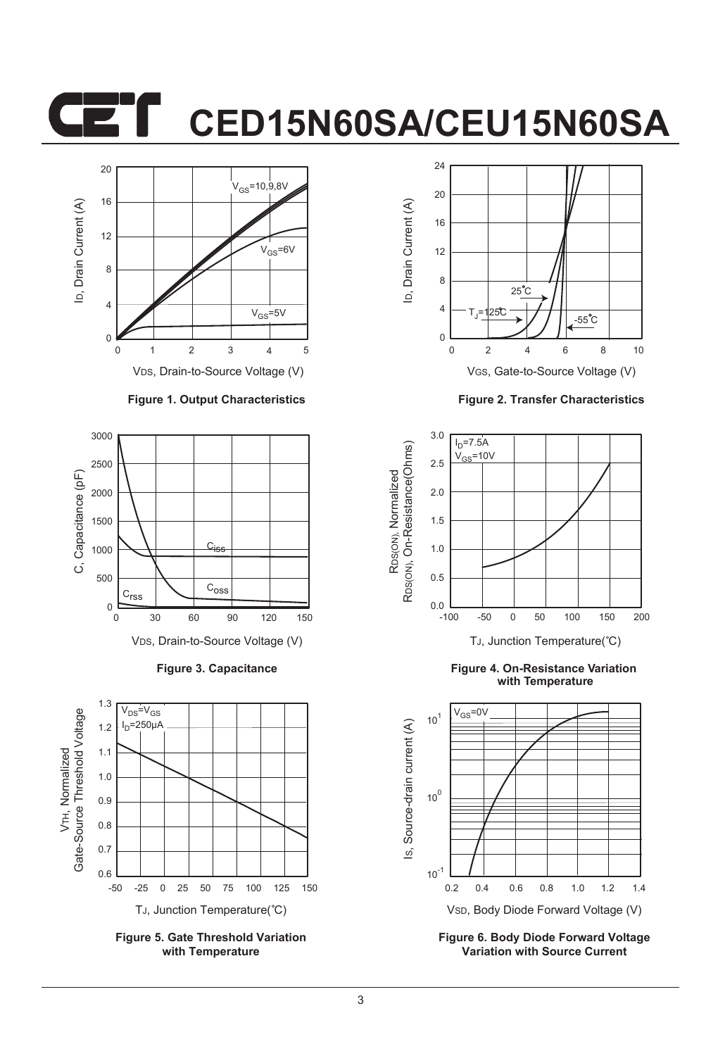Figure 1. Output Characteristics

Figure 2. Transfer Characteristics

Figure 3. Capacitance

Figure 4. On-Resistance Variation with Temperature

Figure 5. Gate Threshold Variation with Temperature

Figure 6. Body Diode Forward Voltage Variation with Source Current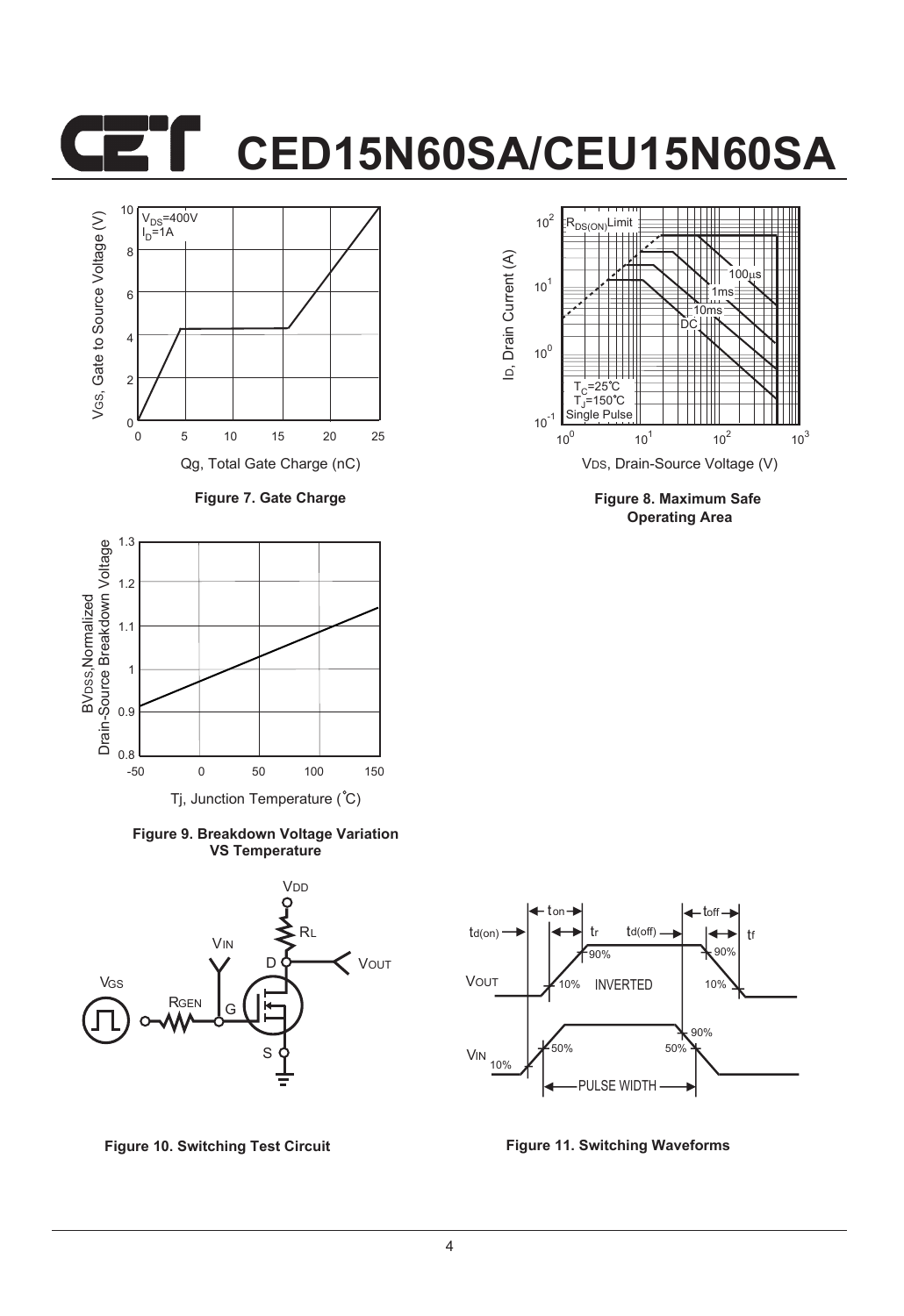# CED15N60SA/CEU15N60SA

Figure 7. Gate Charge

Figure 8. Maximum Safe Operating Area

Figure 9. Breakdown Voltage Variation VS Temperature

Figure 10. Switching Test Circuit

Figure 11. Switching Waveforms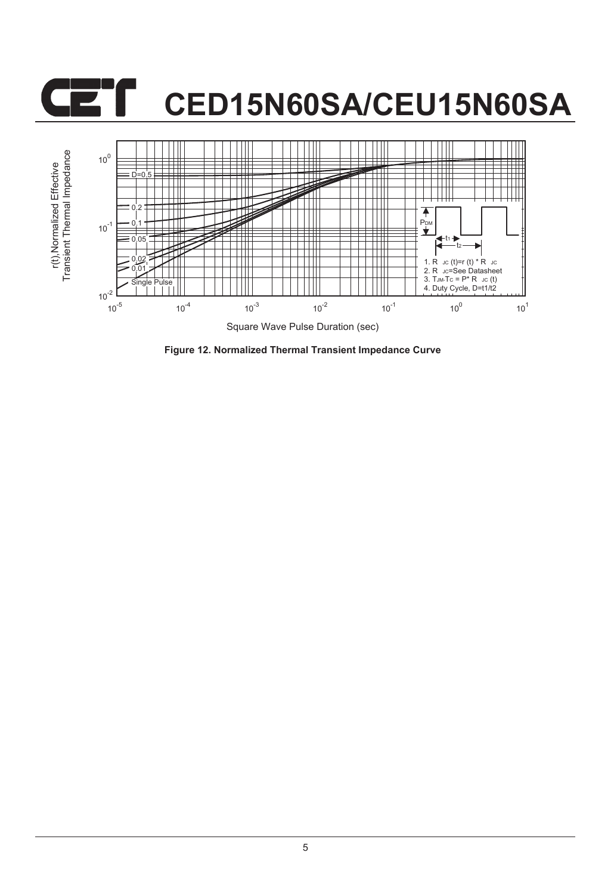# CED15N60SA/CEU15N60SA

r(t),Normalized Effective Transient Thermal Impedance

$10^0$

$10^{-1}$

$10^{-2}$

D=0.5

0.2

0.1

0.05

0.02

0.01

Single Pulse

$P_{DM}$

$t_1$

$t_2$

1. $R_{θJC}(t)=r(t) * R_{θJC}$
2. $R_{θJC}$=See Datasheet
3. $T_{JM}-T_C = P* R_{θJC}(t)$
4. Duty Cycle, D=t1/t2

$10^{-5}$ $10^{-4}$ $10^{-3}$ $10^{-2}$ $10^{-1}$ $10^0$ $10^1$

Square Wave Pulse Duration (sec)

**Figure 12. Normalized Thermal Transient Impedance Curve**